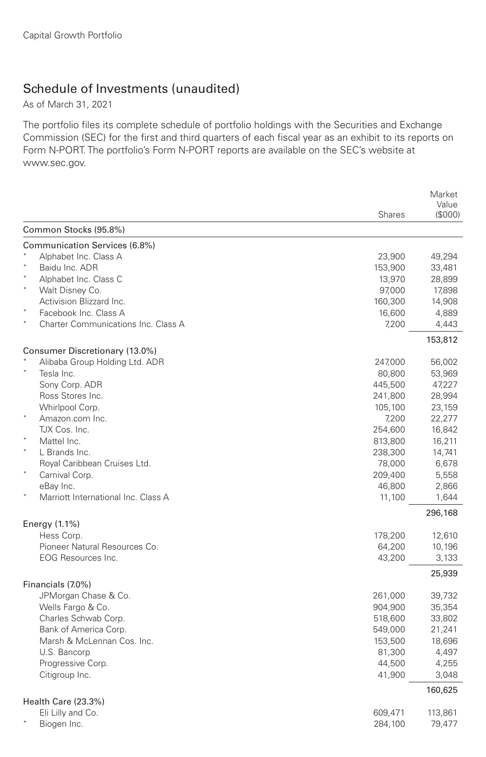Capital Growth Portfolio

## Schedule of Investments (unaudited)

As of March 31, 2021

The portfolio files its complete schedule of portfolio holdings with the Securities and Exchange Commission (SEC) for the first and third quarters of each fiscal year as an exhibit to its reports on Form N-PORT. The portfolio's Form N-PORT reports are available on the SEC's website at www.sec.gov.

| | Shares | Market Value ($000) |
|---|---|---|
| **Common Stocks (95.8%)** | | |
| **Communication Services (6.8%)** | | |
| * Alphabet Inc. Class A | 23,900 | 49,294 |
| * Baidu Inc. ADR | 153,900 | 33,481 |
| * Alphabet Inc. Class C | 13,970 | 28,899 |
| * Walt Disney Co. | 97,000 | 17,898 |
| Activision Blizzard Inc. | 160,300 | 14,908 |
| * Facebook Inc. Class A | 16,600 | 4,889 |
| * Charter Communications Inc. Class A | 7,200 | 4,443 |
| | | 153,812 |
| **Consumer Discretionary (13.0%)** | | |
| * Alibaba Group Holding Ltd. ADR | 247,000 | 56,002 |
| * Tesla Inc. | 80,800 | 53,969 |
| Sony Corp. ADR | 445,500 | 47,227 |
| Ross Stores Inc. | 241,800 | 28,994 |
| Whirlpool Corp. | 105,100 | 23,159 |
| * Amazon.com Inc. | 7,200 | 22,277 |
| TJX Cos. Inc. | 254,600 | 16,842 |
| * Mattel Inc. | 813,800 | 16,211 |
| * L Brands Inc. | 238,300 | 14,741 |
| Royal Caribbean Cruises Ltd. | 78,000 | 6,678 |
| * Carnival Corp. | 209,400 | 5,558 |
| eBay Inc. | 46,800 | 2,866 |
| * Marriott International Inc. Class A | 11,100 | 1,644 |
| | | 296,168 |
| **Energy (1.1%)** | | |
| Hess Corp. | 178,200 | 12,610 |
| Pioneer Natural Resources Co. | 64,200 | 10,196 |
| EOG Resources Inc. | 43,200 | 3,133 |
| | | 25,939 |
| **Financials (7.0%)** | | |
| JPMorgan Chase & Co. | 261,000 | 39,732 |
| Wells Fargo & Co. | 904,900 | 35,354 |
| Charles Schwab Corp. | 518,600 | 33,802 |
| Bank of America Corp. | 549,000 | 21,241 |
| Marsh & McLennan Cos. Inc. | 153,500 | 18,696 |
| U.S. Bancorp | 81,300 | 4,497 |
| Progressive Corp. | 44,500 | 4,255 |
| Citigroup Inc. | 41,900 | 3,048 |
| | | 160,625 |
| **Health Care (23.3%)** | | |
| Eli Lilly and Co. | 609,471 | 113,861 |
| * Biogen Inc. | 284,100 | 79,477 |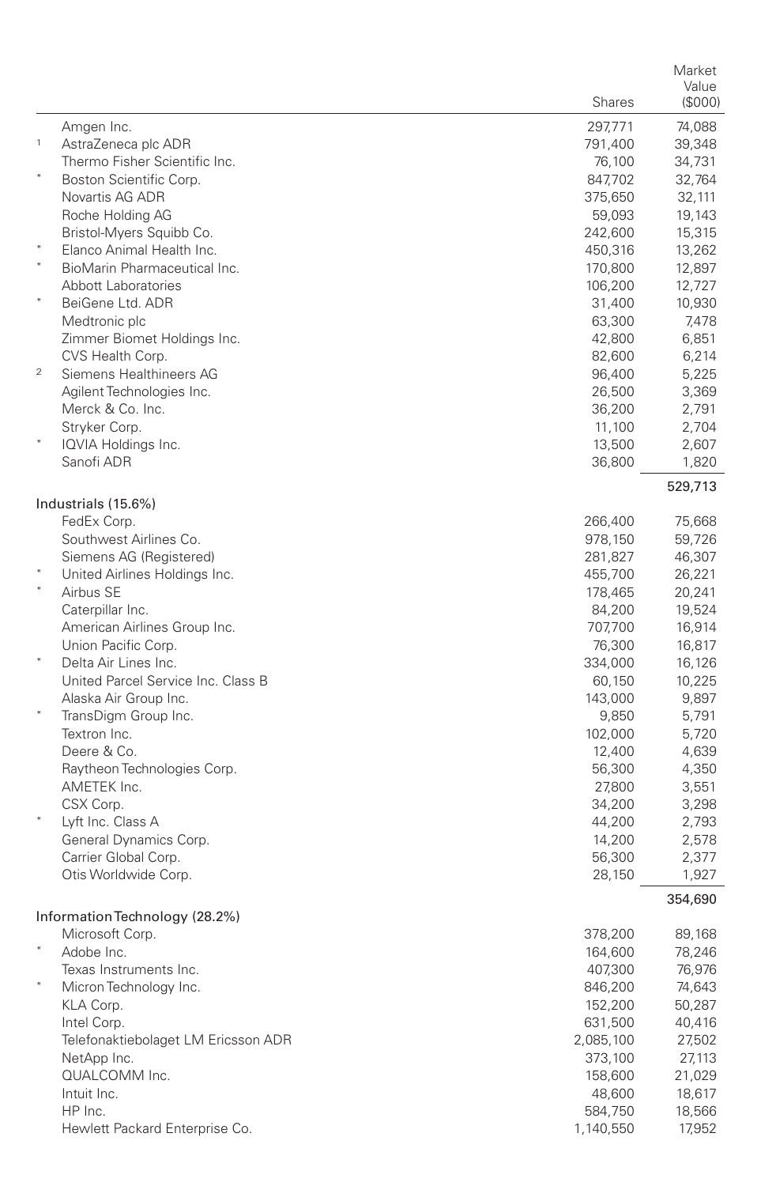| | | Shares | Market Value ($000) |
|---|---|---|---|
| | Amgen Inc. | 297,771 | 74,088 |
| [1] | AstraZeneca plc ADR | 791,400 | 39,348 |
| | Thermo Fisher Scientific Inc. | 76,100 | 34,731 |
| * | Boston Scientific Corp. | 847,702 | 32,764 |
| | Novartis AG ADR | 375,650 | 32,111 |
| | Roche Holding AG | 59,093 | 19,143 |
| | Bristol-Myers Squibb Co. | 242,600 | 15,315 |
| * | Elanco Animal Health Inc. | 450,316 | 13,262 |
| * | BioMarin Pharmaceutical Inc. | 170,800 | 12,897 |
| | Abbott Laboratories | 106,200 | 12,727 |
| * | BeiGene Ltd. ADR | 31,400 | 10,930 |
| | Medtronic plc | 63,300 | 7,478 |
| | Zimmer Biomet Holdings Inc. | 42,800 | 6,851 |
| | CVS Health Corp. | 82,600 | 6,214 |
| [2] | Siemens Healthineers AG | 96,400 | 5,225 |
| | Agilent Technologies Inc. | 26,500 | 3,369 |
| | Merck & Co. Inc. | 36,200 | 2,791 |
| | Stryker Corp. | 11,100 | 2,704 |
| * | IQVIA Holdings Inc. | 13,500 | 2,607 |
| | Sanofi ADR | 36,800 | 1,820 |
| | | | 529,713 |
| **Industrials (15.6%)** | | | |
| | FedEx Corp. | 266,400 | 75,668 |
| | Southwest Airlines Co. | 978,150 | 59,726 |
| | Siemens AG (Registered) | 281,827 | 46,307 |
| * | United Airlines Holdings Inc. | 455,700 | 26,221 |
| * | Airbus SE | 178,465 | 20,241 |
| | Caterpillar Inc. | 84,200 | 19,524 |
| | American Airlines Group Inc. | 707,700 | 16,914 |
| | Union Pacific Corp. | 76,300 | 16,817 |
| * | Delta Air Lines Inc. | 334,000 | 16,126 |
| | United Parcel Service Inc. Class B | 60,150 | 10,225 |
| | Alaska Air Group Inc. | 143,000 | 9,897 |
| * | TransDigm Group Inc. | 9,850 | 5,791 |
| | Textron Inc. | 102,000 | 5,720 |
| | Deere & Co. | 12,400 | 4,639 |
| | Raytheon Technologies Corp. | 56,300 | 4,350 |
| | AMETEK Inc. | 27,800 | 3,551 |
| | CSX Corp. | 34,200 | 3,298 |
| * | Lyft Inc. Class A | 44,200 | 2,793 |
| | General Dynamics Corp. | 14,200 | 2,578 |
| | Carrier Global Corp. | 56,300 | 2,377 |
| | Otis Worldwide Corp. | 28,150 | 1,927 |
| | | | 354,690 |
| **Information Technology (28.2%)** | | | |
| | Microsoft Corp. | 378,200 | 89,168 |
| * | Adobe Inc. | 164,600 | 78,246 |
| | Texas Instruments Inc. | 407,300 | 76,976 |
| * | Micron Technology Inc. | 846,200 | 74,643 |
| | KLA Corp. | 152,200 | 50,287 |
| | Intel Corp. | 631,500 | 40,416 |
| | Telefonaktiebolaget LM Ericsson ADR | 2,085,100 | 27,502 |
| | NetApp Inc. | 373,100 | 27,113 |
| | QUALCOMM Inc. | 158,600 | 21,029 |
| | Intuit Inc. | 48,600 | 18,617 |
| | HP Inc. | 584,750 | 18,566 |
| | Hewlett Packard Enterprise Co. | 1,140,550 | 17,952 |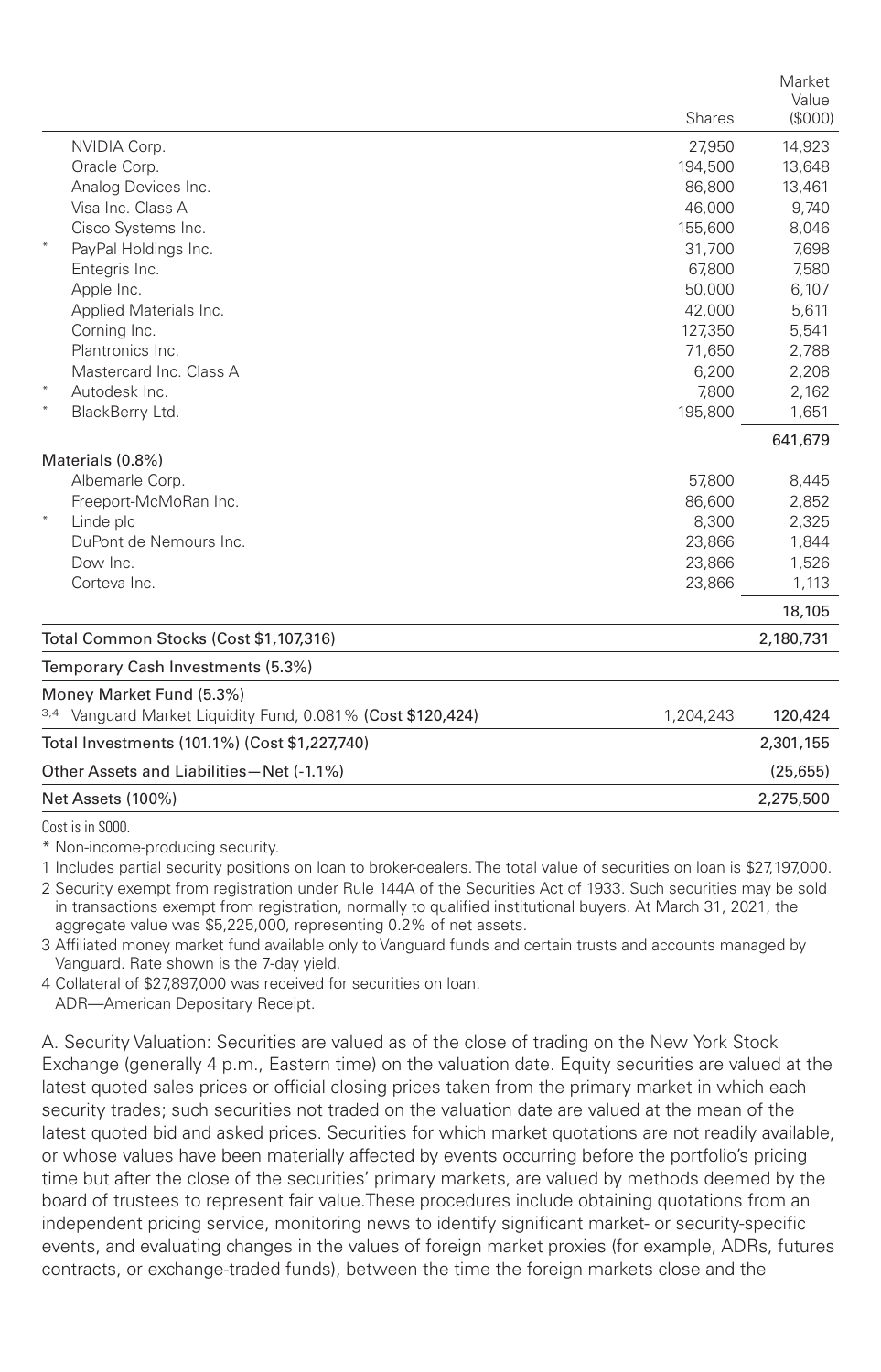| | Shares | Market Value ($000) |
|---|---|---|
| NVIDIA Corp. | 27,950 | 14,923 |
| Oracle Corp. | 194,500 | 13,648 |
| Analog Devices Inc. | 86,800 | 13,461 |
| Visa Inc. Class A | 46,000 | 9,740 |
| Cisco Systems Inc. | 155,600 | 8,046 |
| * PayPal Holdings Inc. | 31,700 | 7,698 |
| Entegris Inc. | 67,800 | 7,580 |
| Apple Inc. | 50,000 | 6,107 |
| Applied Materials Inc. | 42,000 | 5,611 |
| Corning Inc. | 127,350 | 5,541 |
| Plantronics Inc. | 71,650 | 2,788 |
| Mastercard Inc. Class A | 6,200 | 2,208 |
| * Autodesk Inc. | 7,800 | 2,162 |
| * BlackBerry Ltd. | 195,800 | 1,651 |
| | | 641,679 |
| Materials (0.8%) | | |
| Albemarle Corp. | 57,800 | 8,445 |
| Freeport-McMoRan Inc. | 86,600 | 2,852 |
| * Linde plc | 8,300 | 2,325 |
| DuPont de Nemours Inc. | 23,866 | 1,844 |
| Dow Inc. | 23,866 | 1,526 |
| Corteva Inc. | 23,866 | 1,113 |
| | | 18,105 |
| Total Common Stocks (Cost $1,107,316) | | 2,180,731 |
| Temporary Cash Investments (5.3%) | | |
| Money Market Fund (5.3%) | | |
| [3,4] Vanguard Market Liquidity Fund, 0.081% **(Cost $120,424)** | 1,204,243 | 120,424 |
| Total Investments (101.1%) (Cost $1,227,740) | | 2,301,155 |
| Other Assets and Liabilities—Net (-1.1%) | | (25,655) |
| Net Assets (100%) | | 2,275,500 |

Cost is in $000.

* Non-income-producing security.

1 Includes partial security positions on loan to broker-dealers. The total value of securities on loan is $27,197,000.

2 Security exempt from registration under Rule 144A of the Securities Act of 1933. Such securities may be sold in transactions exempt from registration, normally to qualified institutional buyers. At March 31, 2021, the aggregate value was $5,225,000, representing 0.2% of net assets.

3 Affiliated money market fund available only to Vanguard funds and certain trusts and accounts managed by Vanguard. Rate shown is the 7-day yield.

4 Collateral of $27,897,000 was received for securities on loan.

ADR—American Depositary Receipt.

A. Security Valuation: Securities are valued as of the close of trading on the New York Stock Exchange (generally 4 p.m., Eastern time) on the valuation date. Equity securities are valued at the latest quoted sales prices or official closing prices taken from the primary market in which each security trades; such securities not traded on the valuation date are valued at the mean of the latest quoted bid and asked prices. Securities for which market quotations are not readily available, or whose values have been materially affected by events occurring before the portfolio's pricing time but after the close of the securities' primary markets, are valued by methods deemed by the board of trustees to represent fair value.These procedures include obtaining quotations from an independent pricing service, monitoring news to identify significant market- or security-specific events, and evaluating changes in the values of foreign market proxies (for example, ADRs, futures contracts, or exchange-traded funds), between the time the foreign markets close and the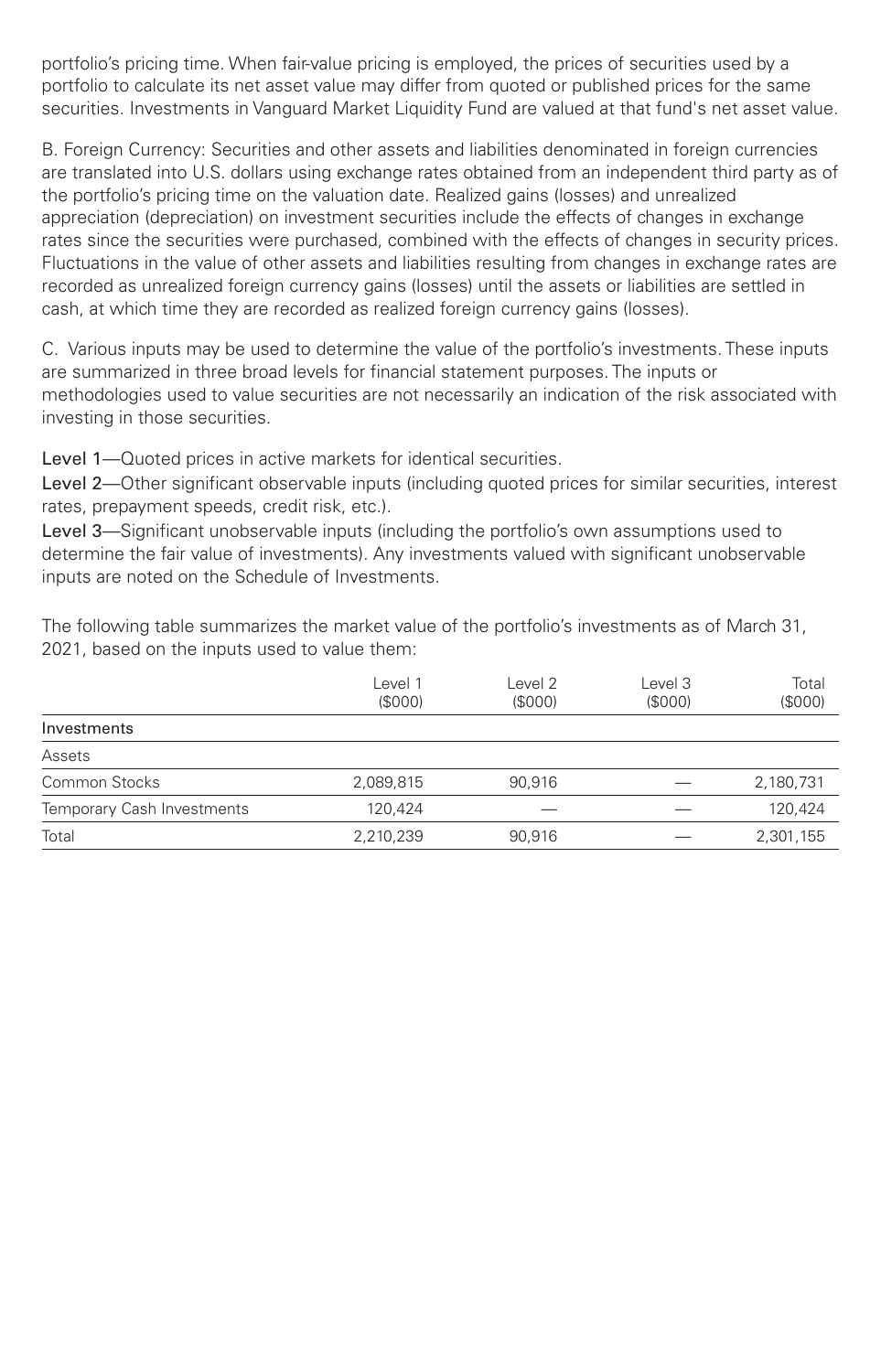portfolio's pricing time. When fair-value pricing is employed, the prices of securities used by a portfolio to calculate its net asset value may differ from quoted or published prices for the same securities. Investments in Vanguard Market Liquidity Fund are valued at that fund's net asset value.

B. Foreign Currency: Securities and other assets and liabilities denominated in foreign currencies are translated into U.S. dollars using exchange rates obtained from an independent third party as of the portfolio's pricing time on the valuation date. Realized gains (losses) and unrealized appreciation (depreciation) on investment securities include the effects of changes in exchange rates since the securities were purchased, combined with the effects of changes in security prices. Fluctuations in the value of other assets and liabilities resulting from changes in exchange rates are recorded as unrealized foreign currency gains (losses) until the assets or liabilities are settled in cash, at which time they are recorded as realized foreign currency gains (losses).

C. Various inputs may be used to determine the value of the portfolio's investments. These inputs are summarized in three broad levels for financial statement purposes. The inputs or methodologies used to value securities are not necessarily an indication of the risk associated with investing in those securities.

Level 1—Quoted prices in active markets for identical securities.
Level 2—Other significant observable inputs (including quoted prices for similar securities, interest rates, prepayment speeds, credit risk, etc.).
Level 3—Significant unobservable inputs (including the portfolio's own assumptions used to determine the fair value of investments). Any investments valued with significant unobservable inputs are noted on the Schedule of Investments.

The following table summarizes the market value of the portfolio's investments as of March 31, 2021, based on the inputs used to value them:

| | Level 1 ($000) | Level 2 ($000) | Level 3 ($000) | Total ($000) |
|---|---|---|---|---|
| **Investments** | | | | |
| Assets | | | | |
| Common Stocks | 2,089,815 | 90,916 | — | 2,180,731 |
| Temporary Cash Investments | 120,424 | — | — | 120,424 |
| Total | 2,210,239 | 90,916 | — | 2,301,155 |